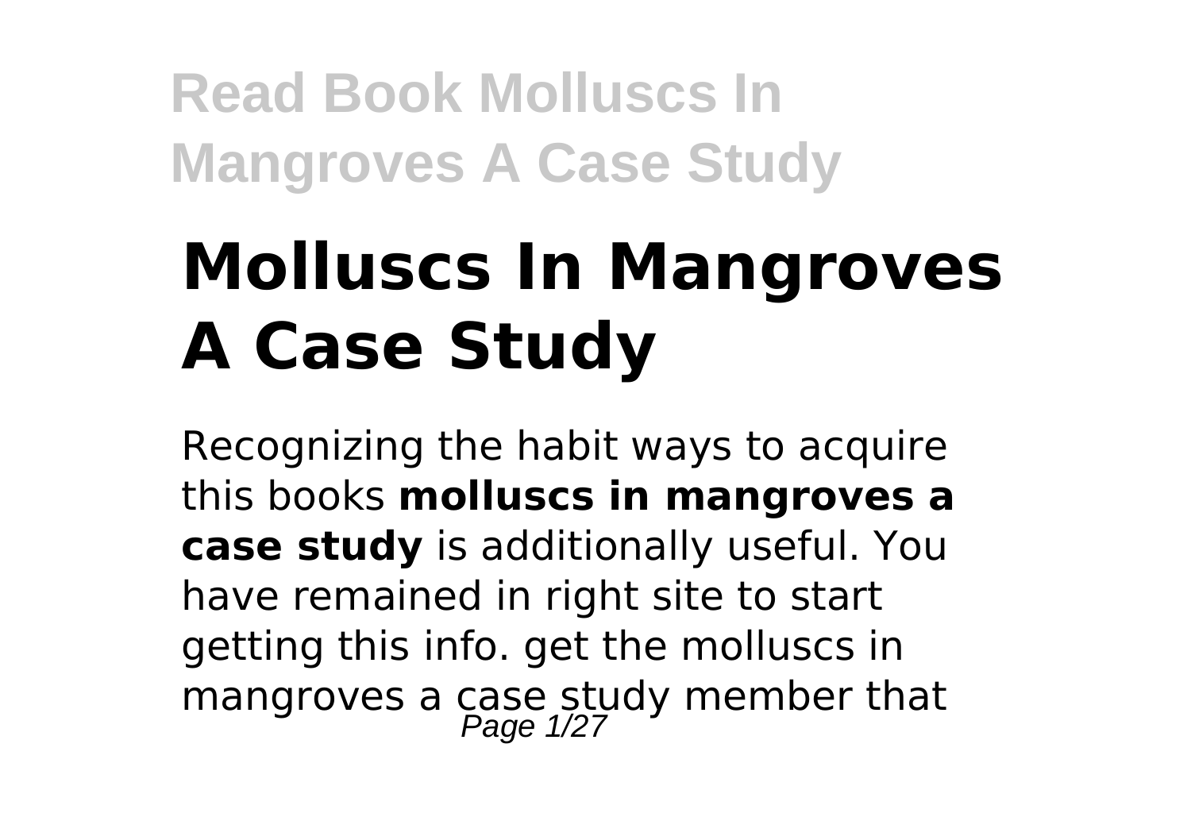# Molluscs In Mangroves A Case Study

Recognizing the habit ways to acquire this books **molluscs in mangroves a case study** is additionally useful. You have remained in right site to start getting this info. get the molluscs in mangroves a case study member that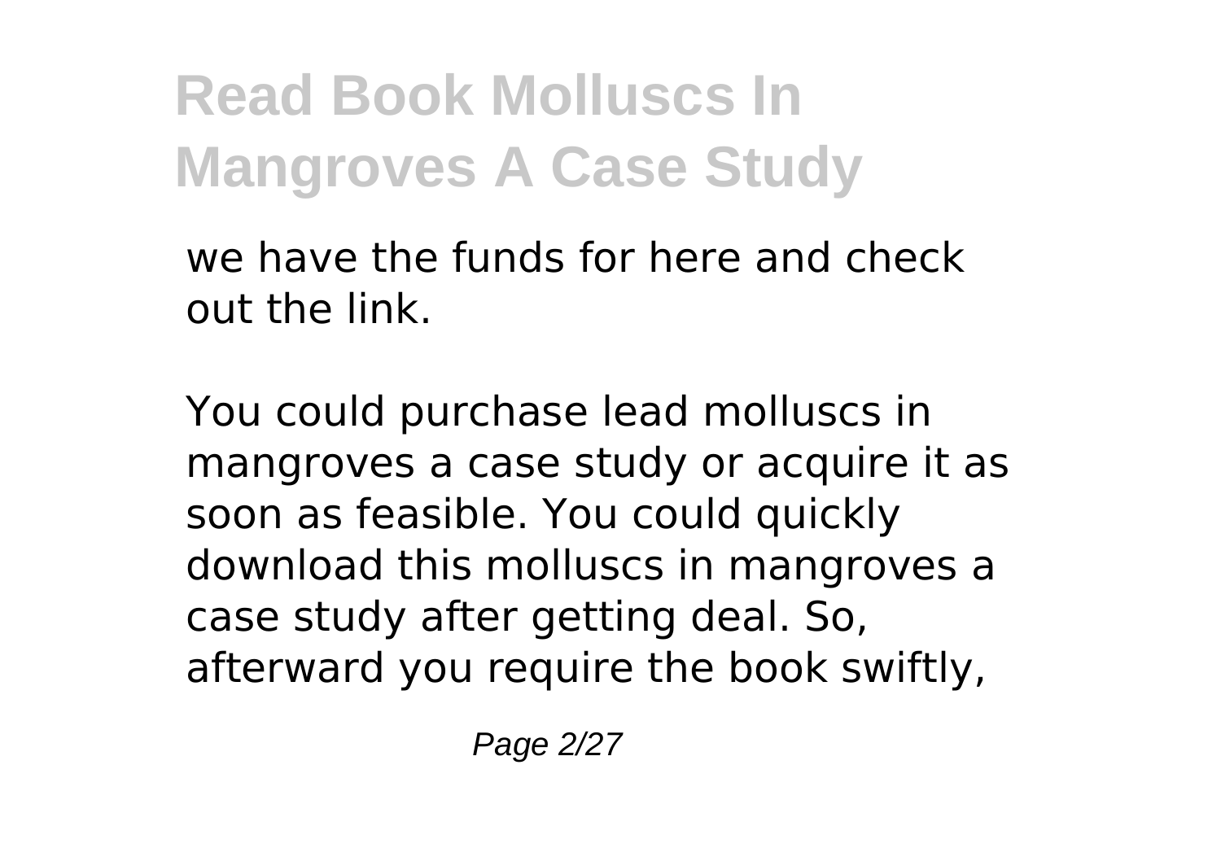we have the funds for here and check out the link.

You could purchase lead molluscs in mangroves a case study or acquire it as soon as feasible. You could quickly download this molluscs in mangroves a case study after getting deal. So, afterward you require the book swiftly,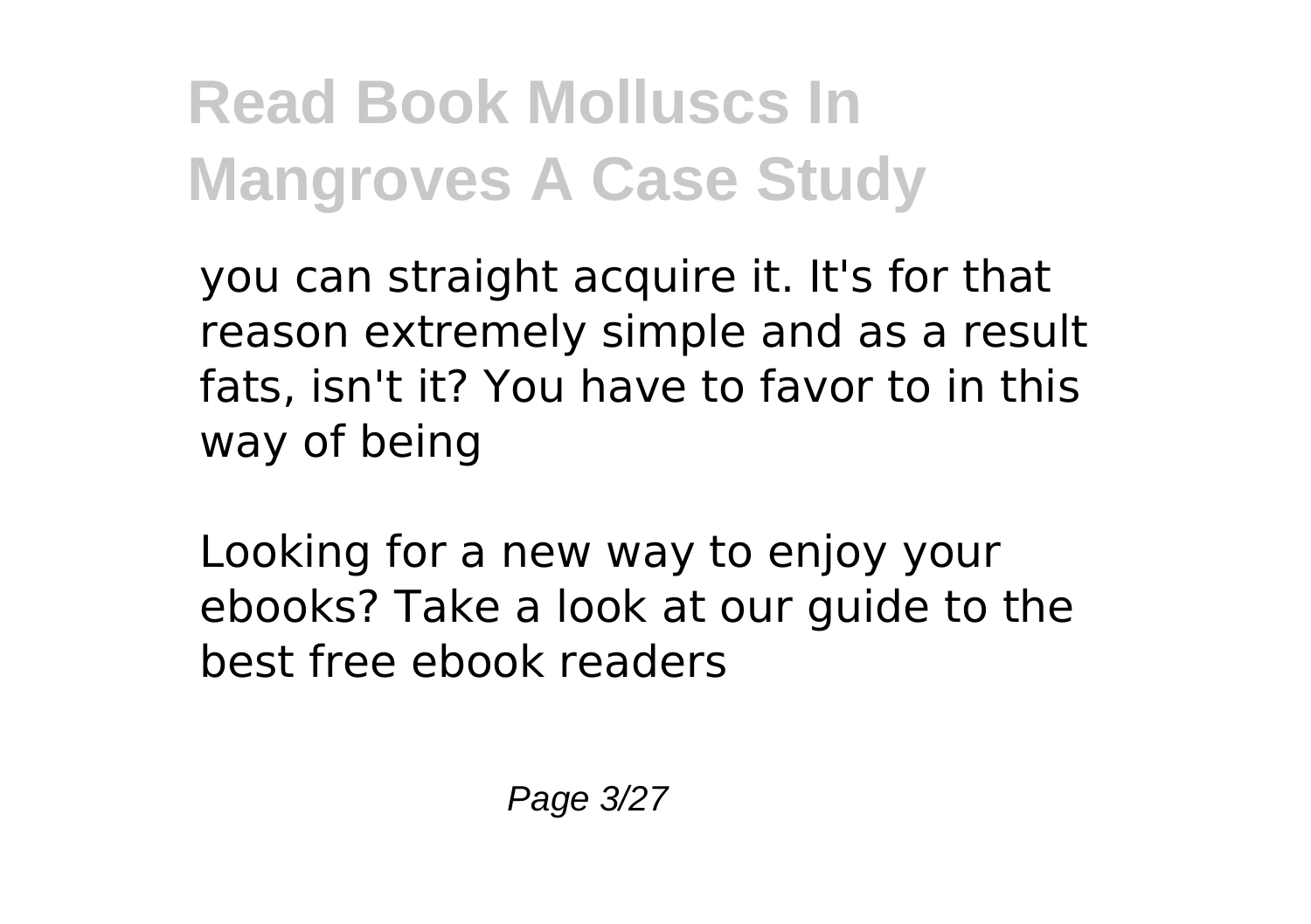you can straight acquire it. It's for that reason extremely simple and as a result fats, isn't it? You have to favor to in this way of being

Looking for a new way to enjoy your ebooks? Take a look at our guide to the best free ebook readers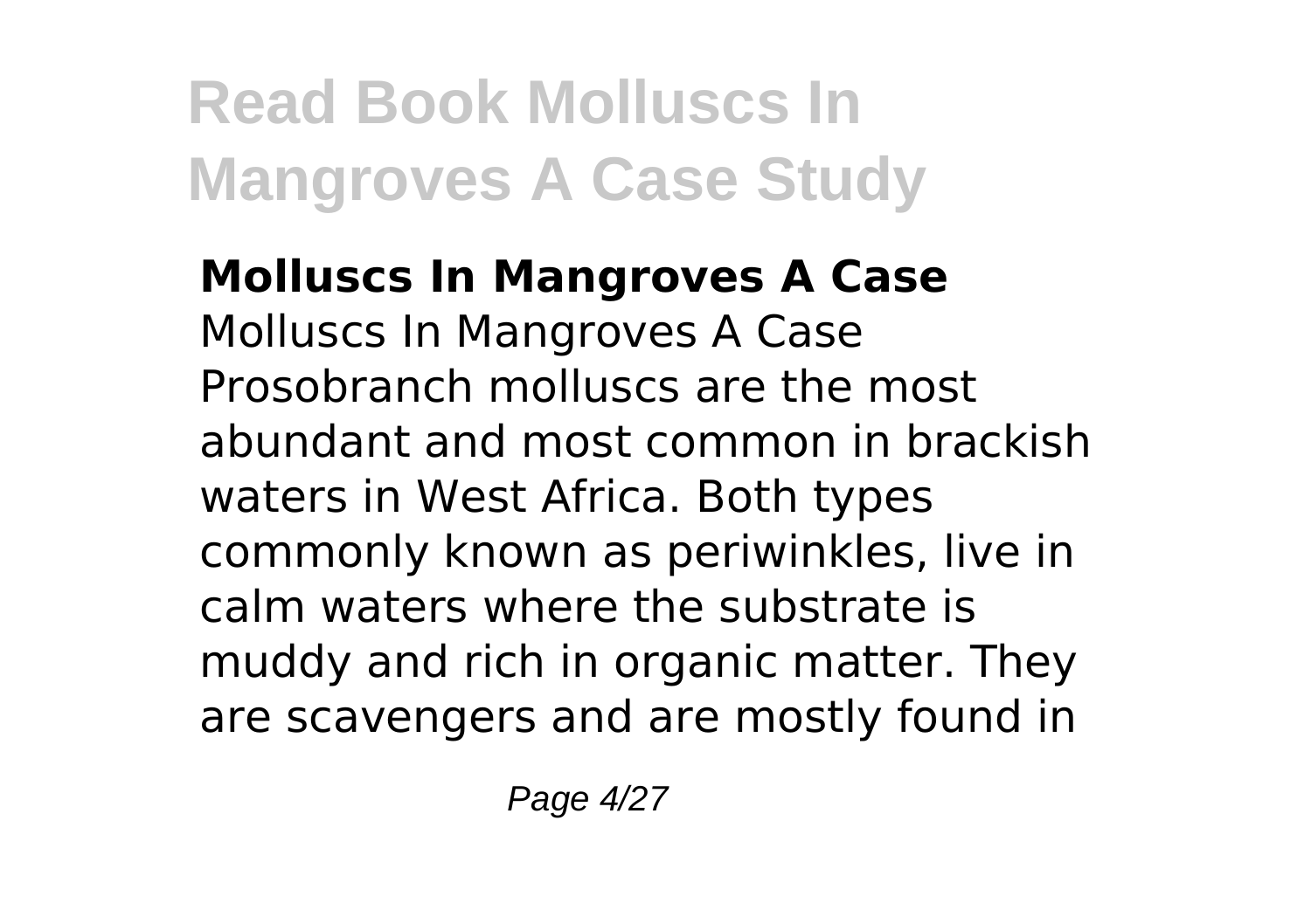**Molluscs In Mangroves A Case**

Molluscs In Mangroves A Case Prosobranch molluscs are the most abundant and most common in brackish waters in West Africa. Both types commonly known as periwinkles, live in calm waters where the substrate is muddy and rich in organic matter. They are scavengers and are mostly found in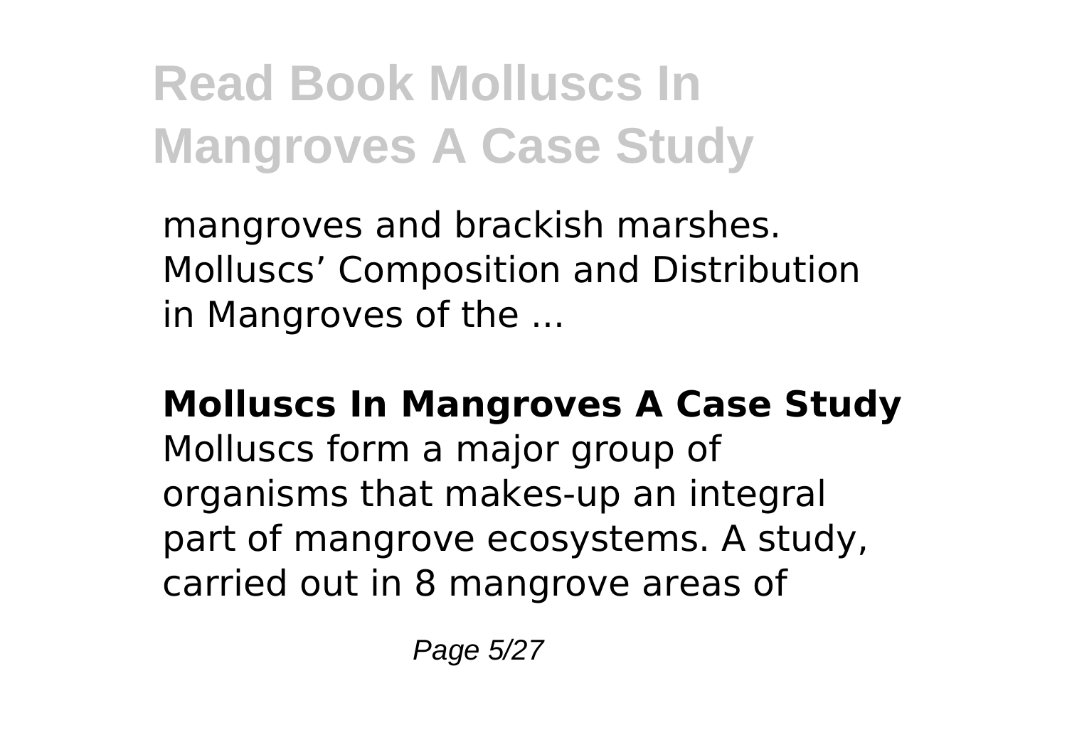mangroves and brackish marshes. Molluscs' Composition and Distribution in Mangroves of the ...

**Molluscs In Mangroves A Case Study**

Molluscs form a major group of organisms that makes-up an integral part of mangrove ecosystems. A study, carried out in 8 mangrove areas of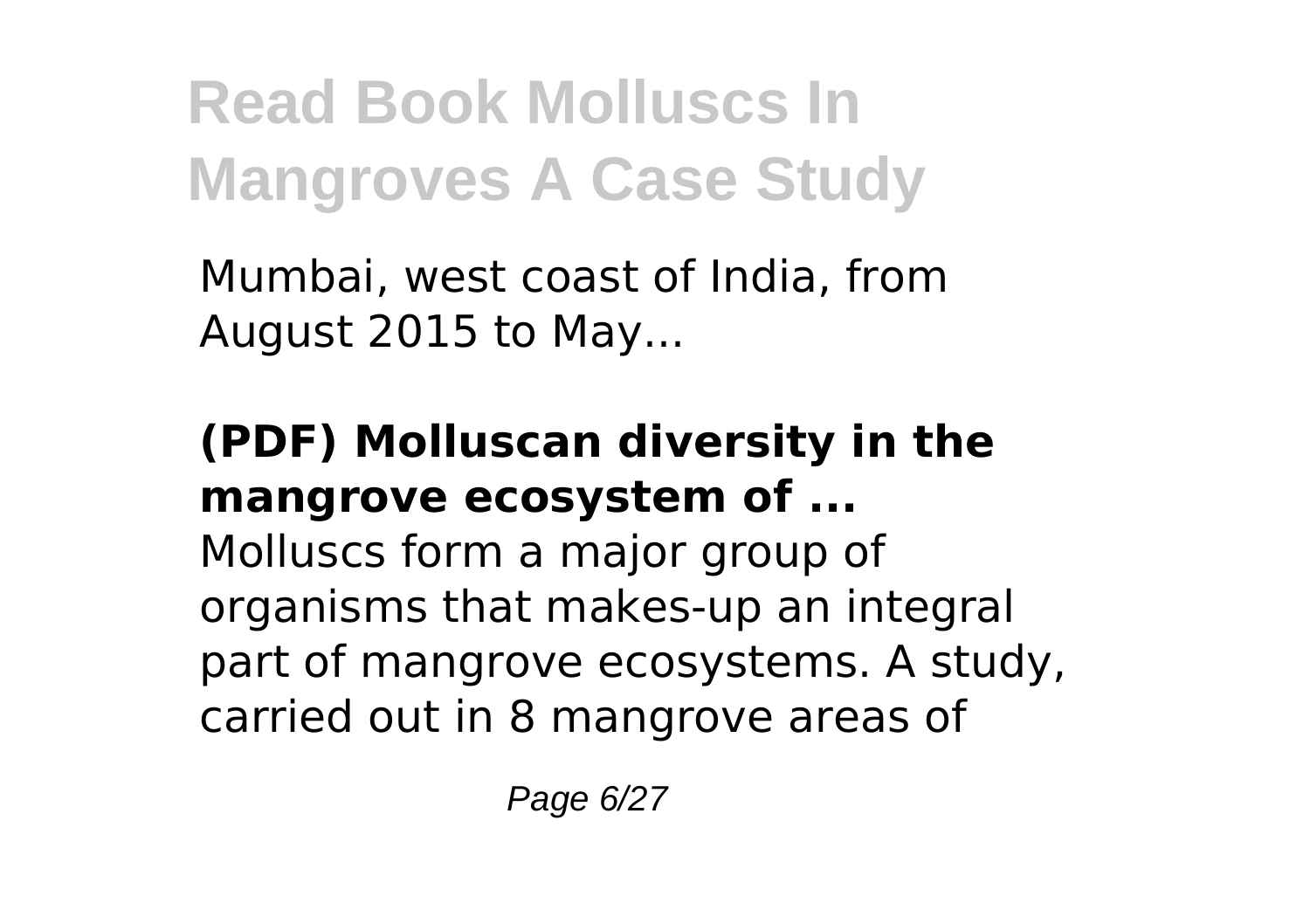Mumbai, west coast of India, from August 2015 to May...

**(PDF) Molluscan diversity in the mangrove ecosystem of ...**

Molluscs form a major group of organisms that makes-up an integral part of mangrove ecosystems. A study, carried out in 8 mangrove areas of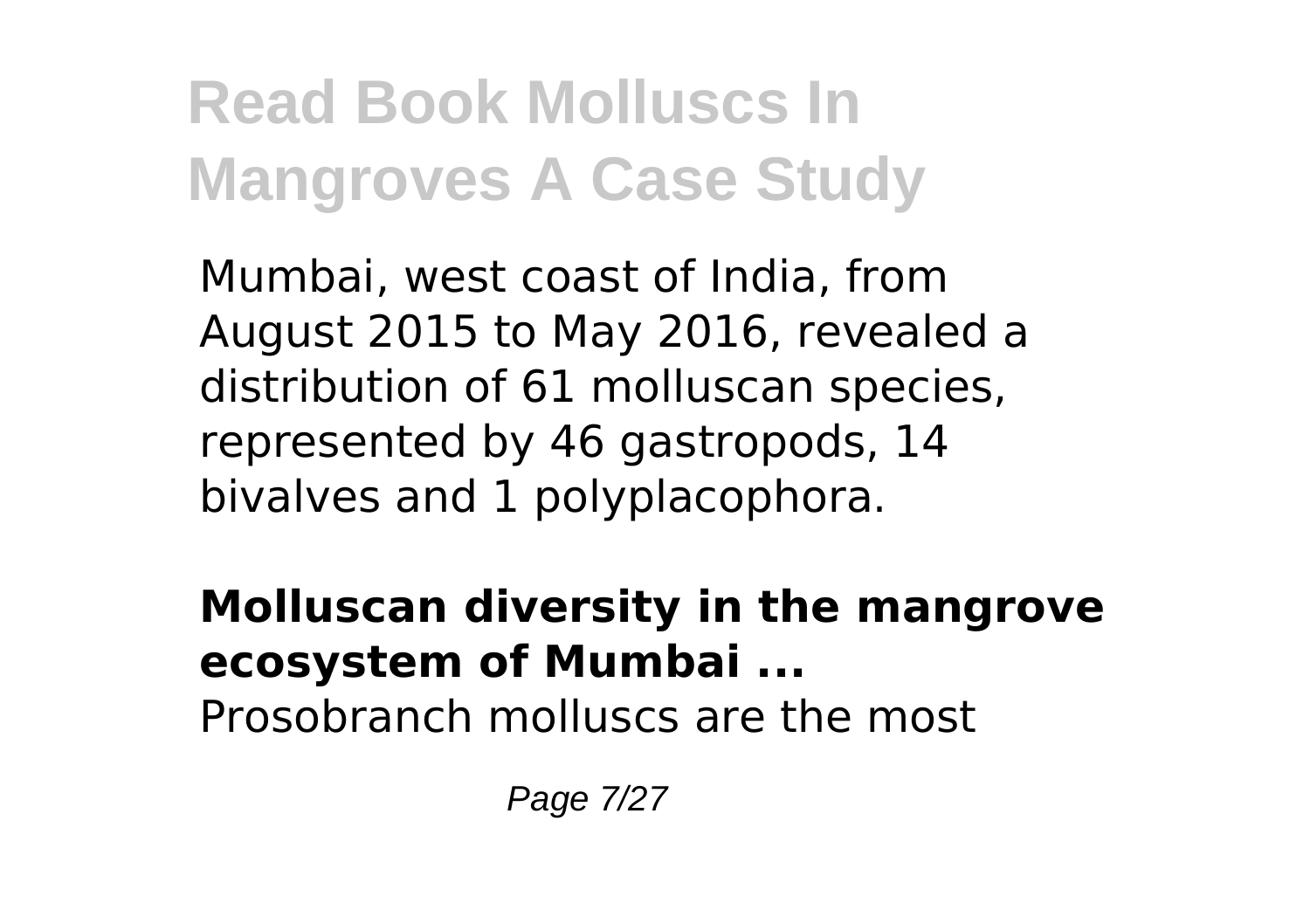Mumbai, west coast of India, from August 2015 to May 2016, revealed a distribution of 61 molluscan species, represented by 46 gastropods, 14 bivalves and 1 polyplacophora.

**Molluscan diversity in the mangrove ecosystem of Mumbai ...**

Prosobranch molluscs are the most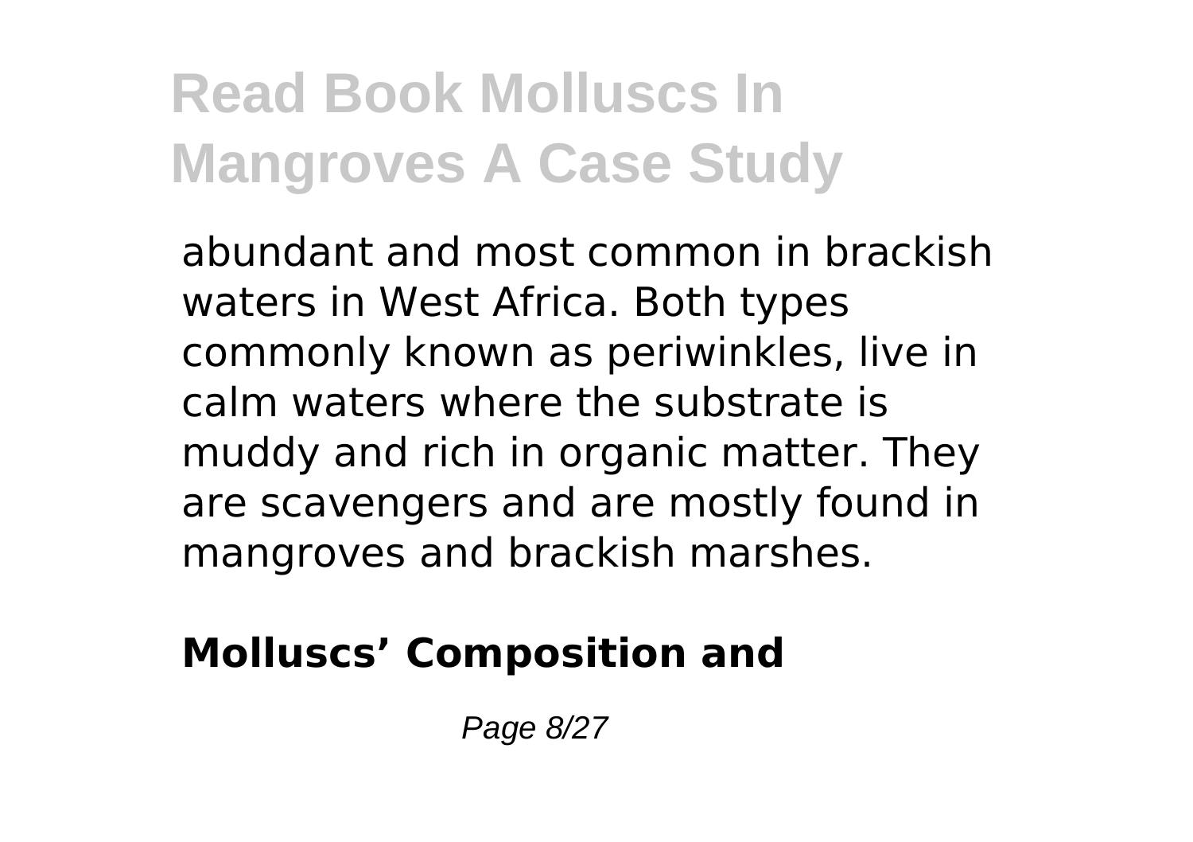abundant and most common in brackish waters in West Africa. Both types commonly known as periwinkles, live in calm waters where the substrate is muddy and rich in organic matter. They are scavengers and are mostly found in mangroves and brackish marshes.

**Molluscs' Composition and**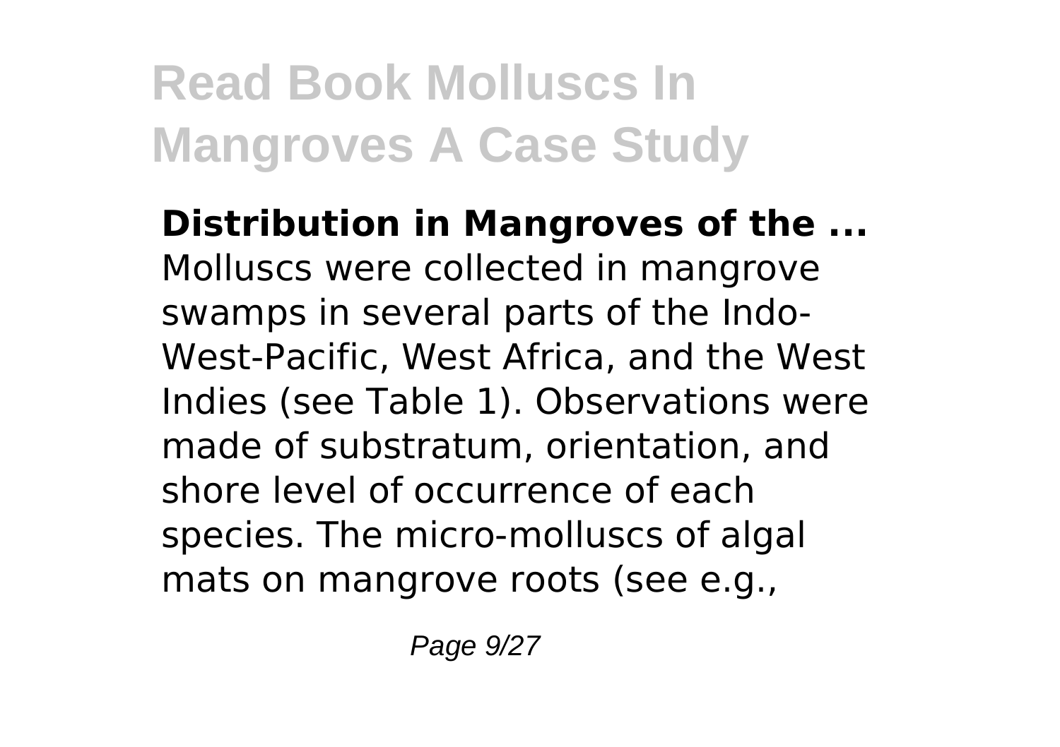**Distribution in Mangroves of the ...**
Molluscs were collected in mangrove swamps in several parts of the Indo-West-Pacific, West Africa, and the West Indies (see Table 1). Observations were made of substratum, orientation, and shore level of occurrence of each species. The micro-molluscs of algal mats on mangrove roots (see e.g.,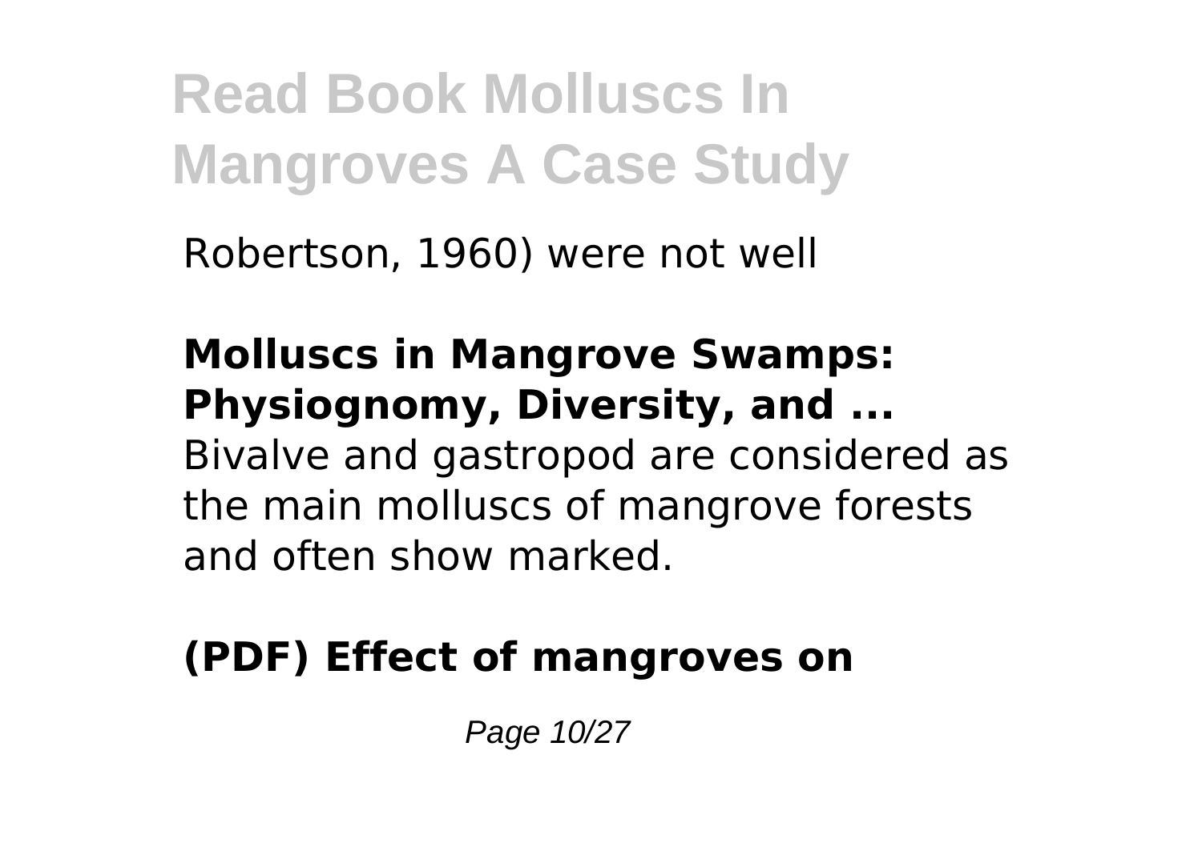Robertson, 1960) were not well

**Molluscs in Mangrove Swamps: Physiognomy, Diversity, and ...**
Bivalve and gastropod are considered as the main molluscs of mangrove forests and often show marked.

**(PDF) Effect of mangroves on**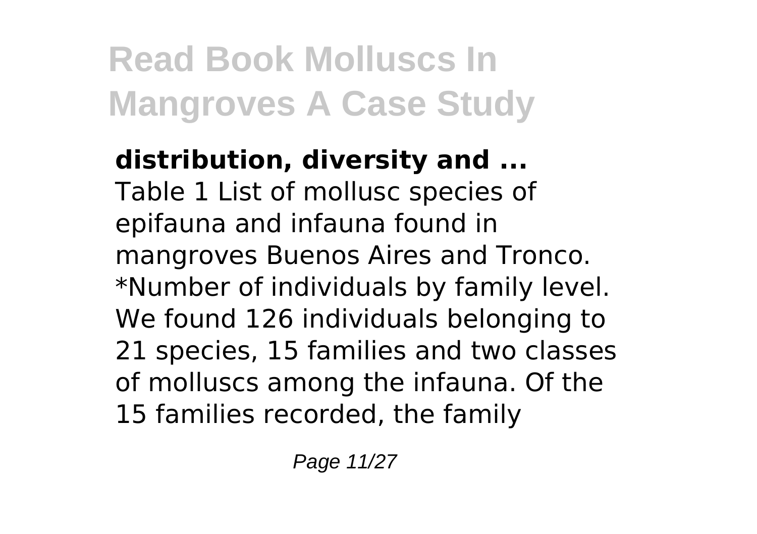**distribution, diversity and ...**
Table 1 List of mollusc species of epifauna and infauna found in mangroves Buenos Aires and Tronco. *Number of individuals by family level. We found 126 individuals belonging to 21 species, 15 families and two classes of molluscs among the infauna. Of the 15 families recorded, the family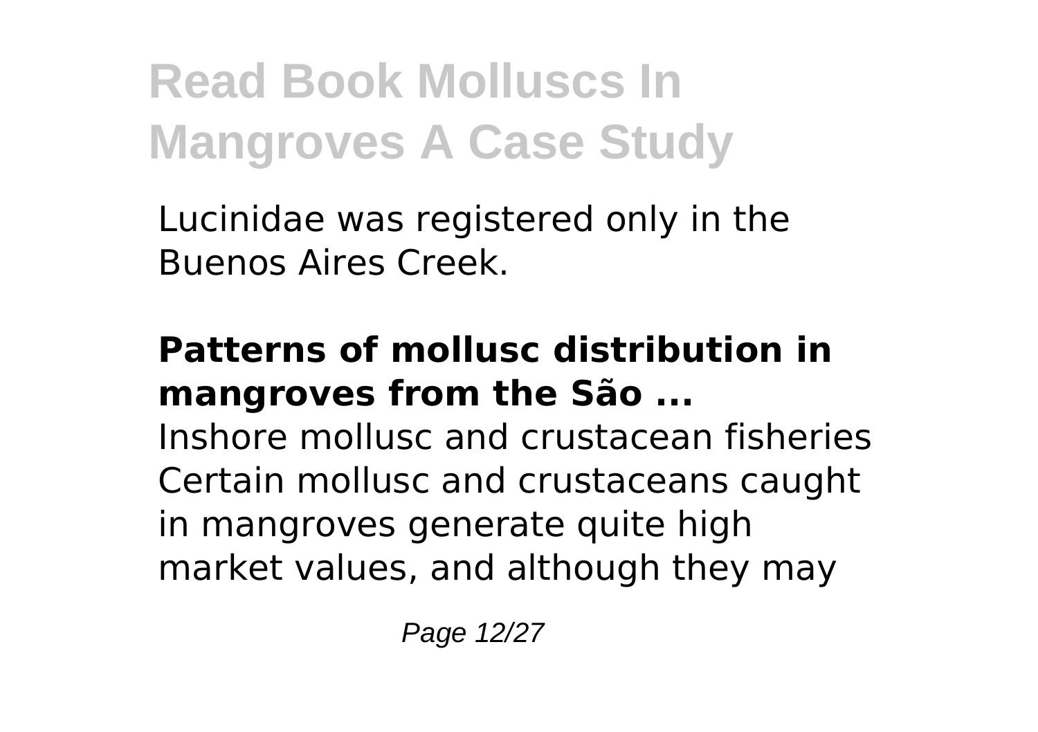Lucinidae was registered only in the Buenos Aires Creek.

**Patterns of mollusc distribution in mangroves from the São ...**

Inshore mollusc and crustacean fisheries Certain mollusc and crustaceans caught in mangroves generate quite high market values, and although they may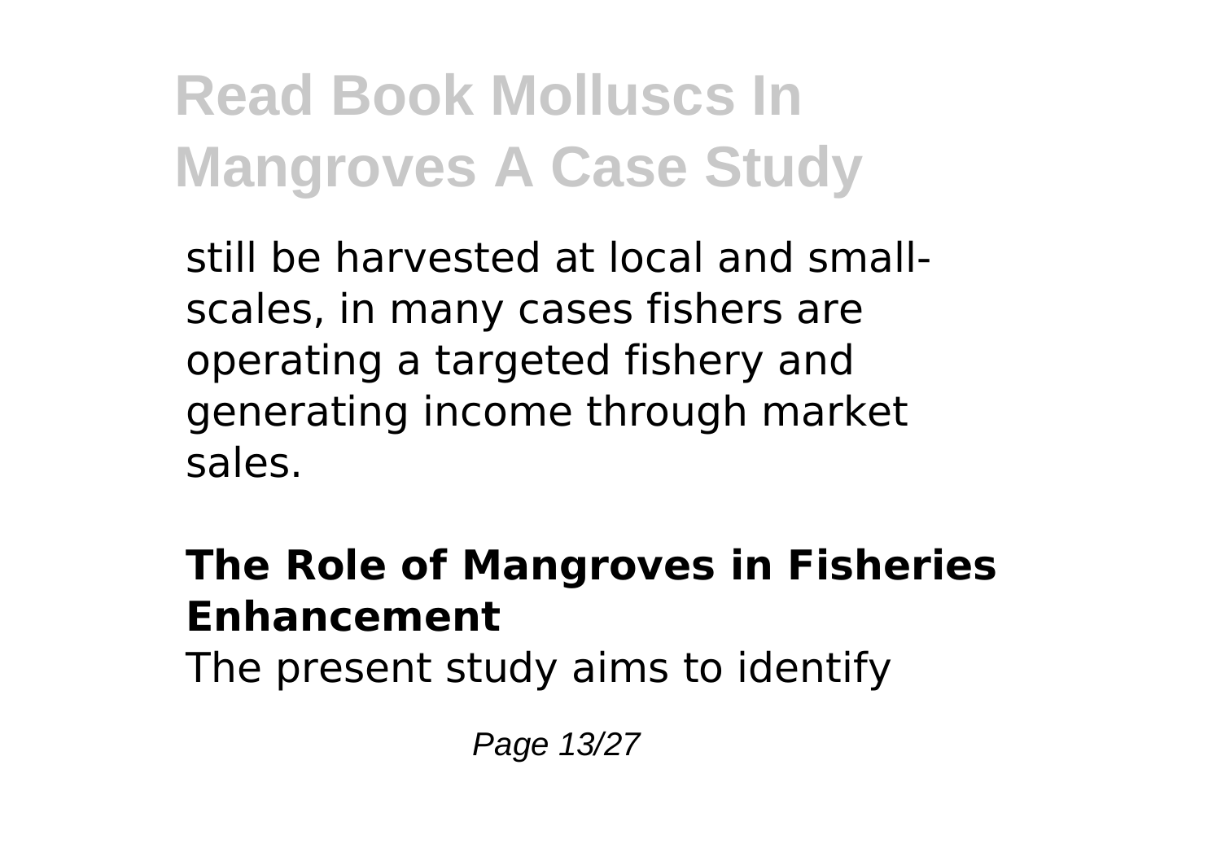still be harvested at local and small-scales, in many cases fishers are operating a targeted fishery and generating income through market sales.

### The Role of Mangroves in Fisheries Enhancement

The present study aims to identify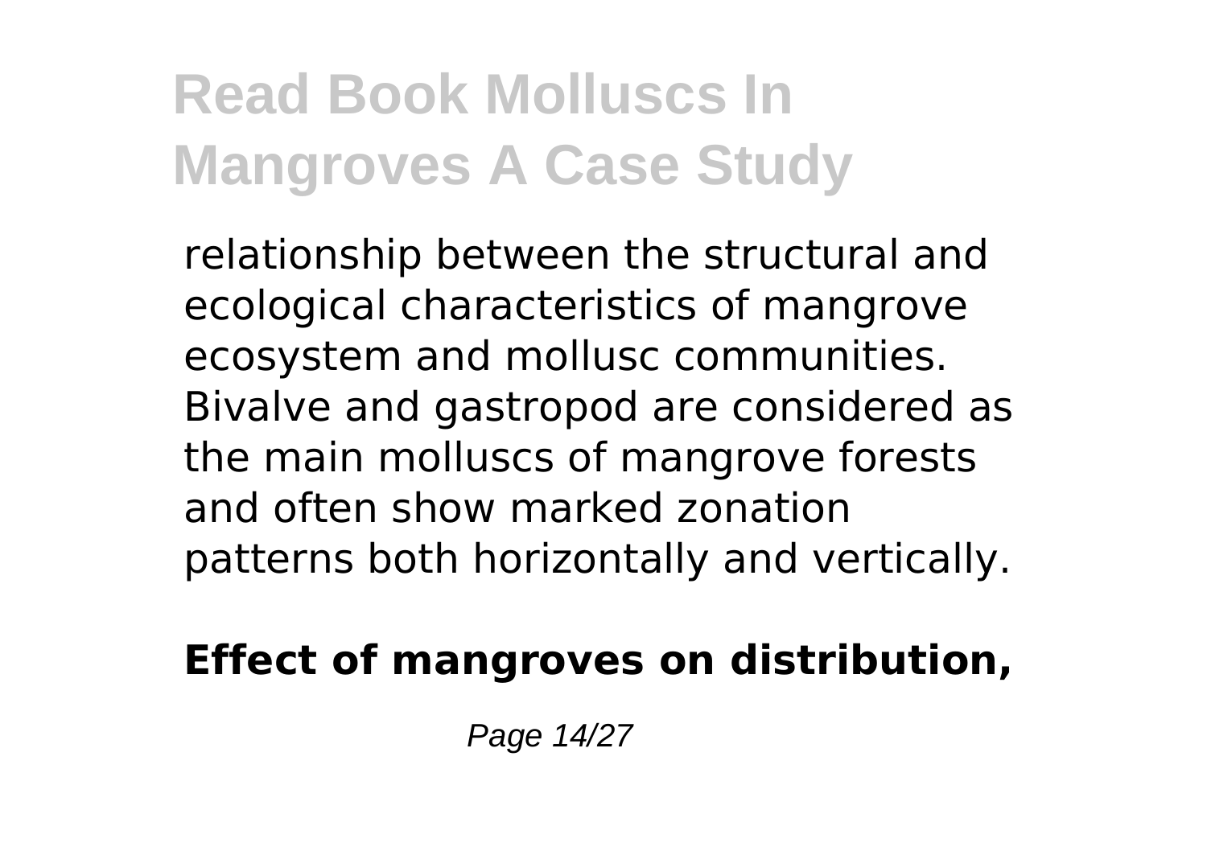relationship between the structural and ecological characteristics of mangrove ecosystem and mollusc communities. Bivalve and gastropod are considered as the main molluscs of mangrove forests and often show marked zonation patterns both horizontally and vertically.

**Effect of mangroves on distribution,**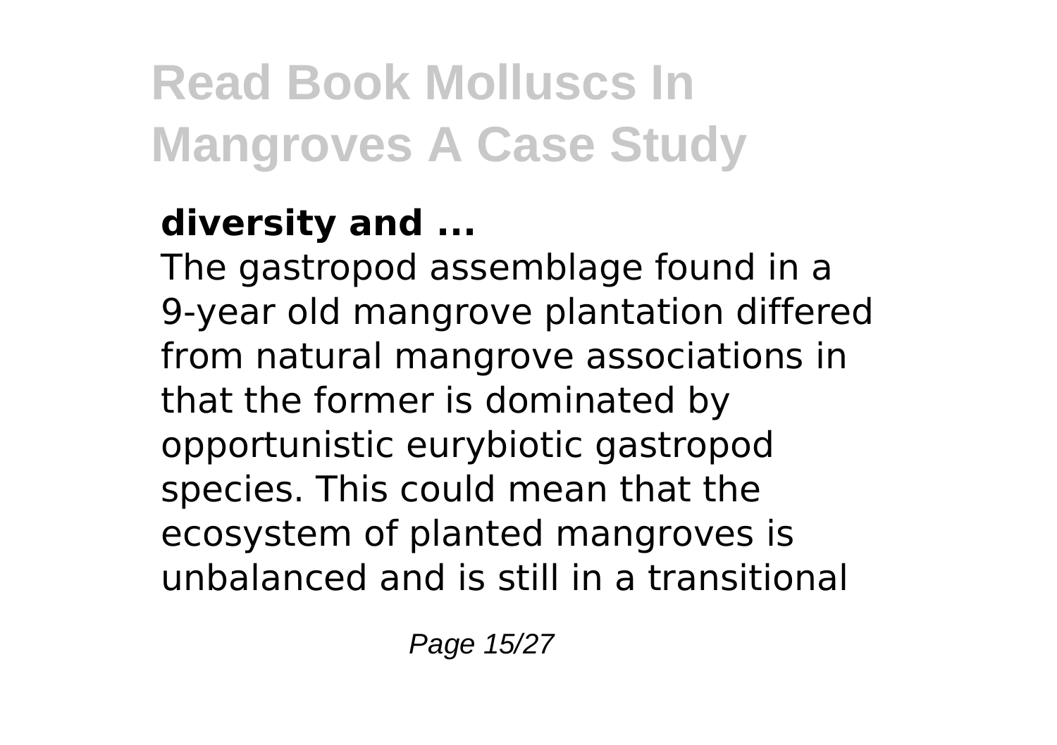**diversity and ...**

The gastropod assemblage found in a 9-year old mangrove plantation differed from natural mangrove associations in that the former is dominated by opportunistic eurybiotic gastropod species. This could mean that the ecosystem of planted mangroves is unbalanced and is still in a transitional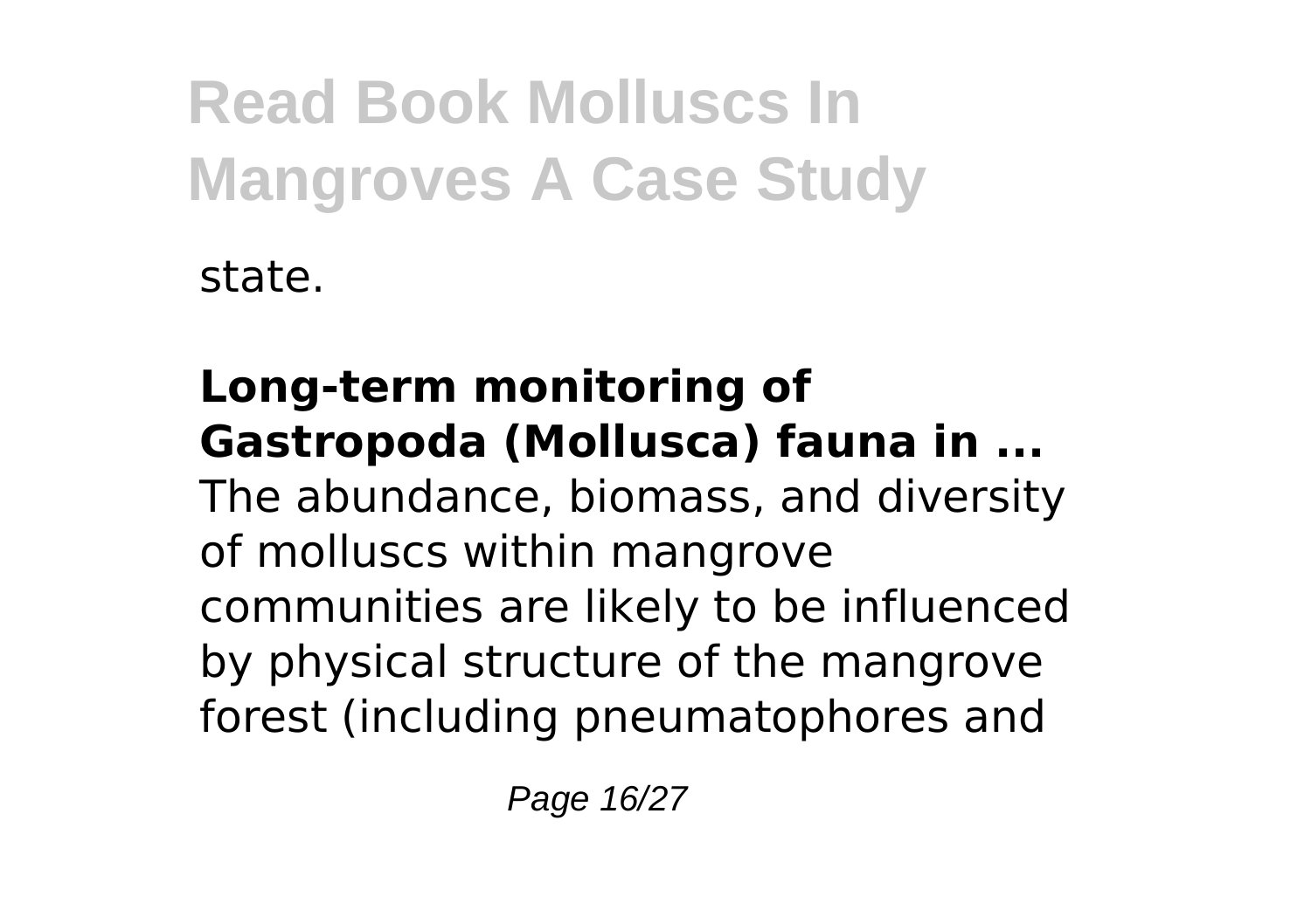state.

**Long-term monitoring of Gastropoda (Mollusca) fauna in ...**
The abundance, biomass, and diversity of molluscs within mangrove communities are likely to be influenced by physical structure of the mangrove forest (including pneumatophores and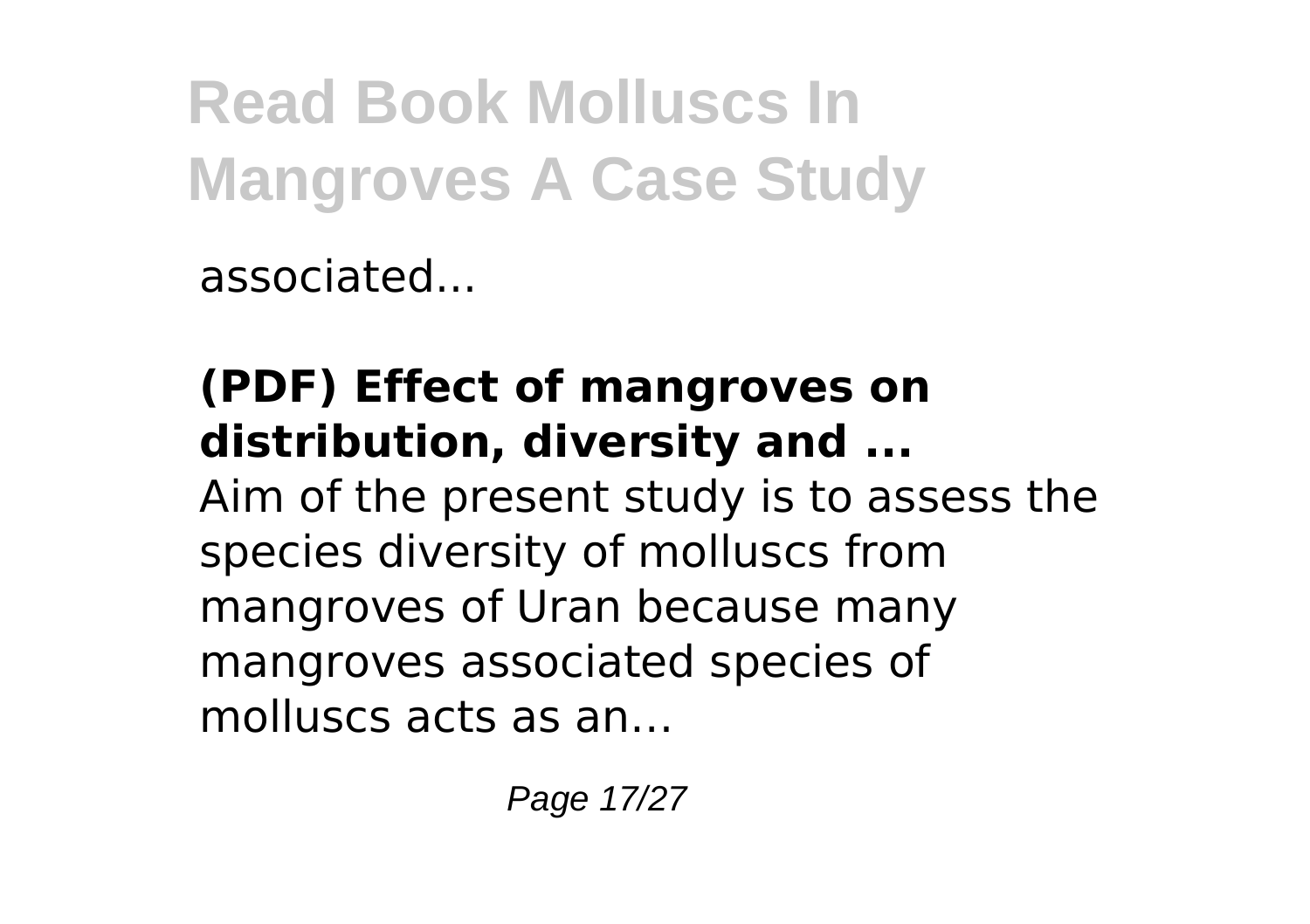associated...

**(PDF) Effect of mangroves on distribution, diversity and ...**

Aim of the present study is to assess the species diversity of molluscs from mangroves of Uran because many mangroves associated species of molluscs acts as an…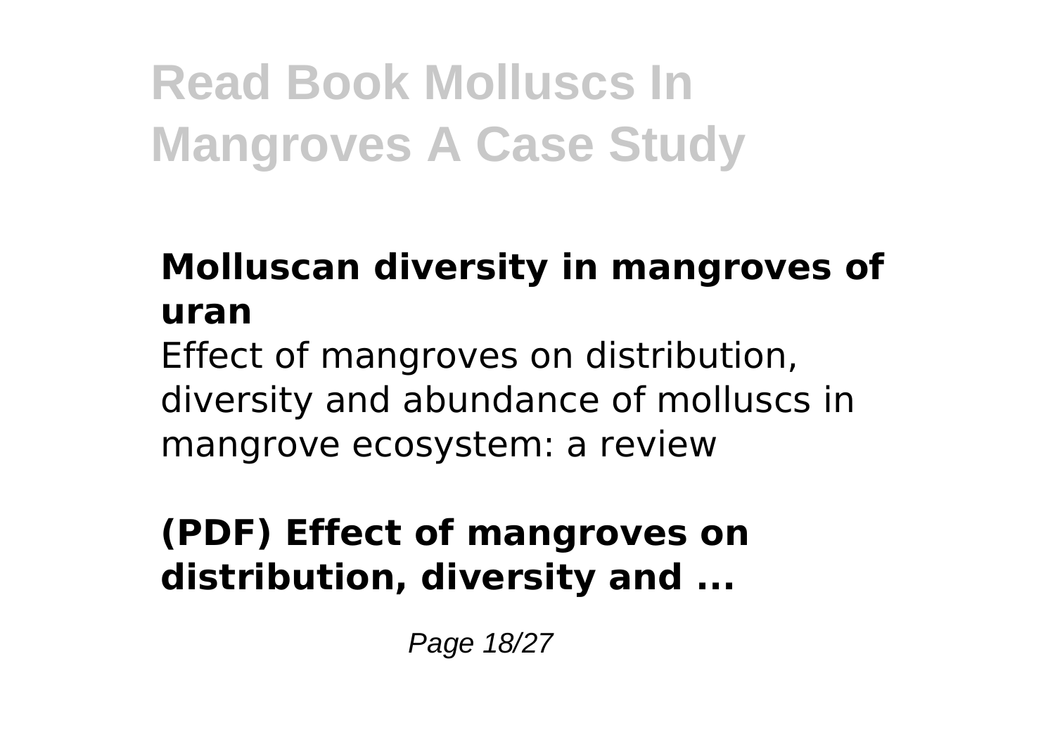### Molluscan diversity in mangroves of uran

Effect of mangroves on distribution, diversity and abundance of molluscs in mangrove ecosystem: a review

### (PDF) Effect of mangroves on distribution, diversity and ...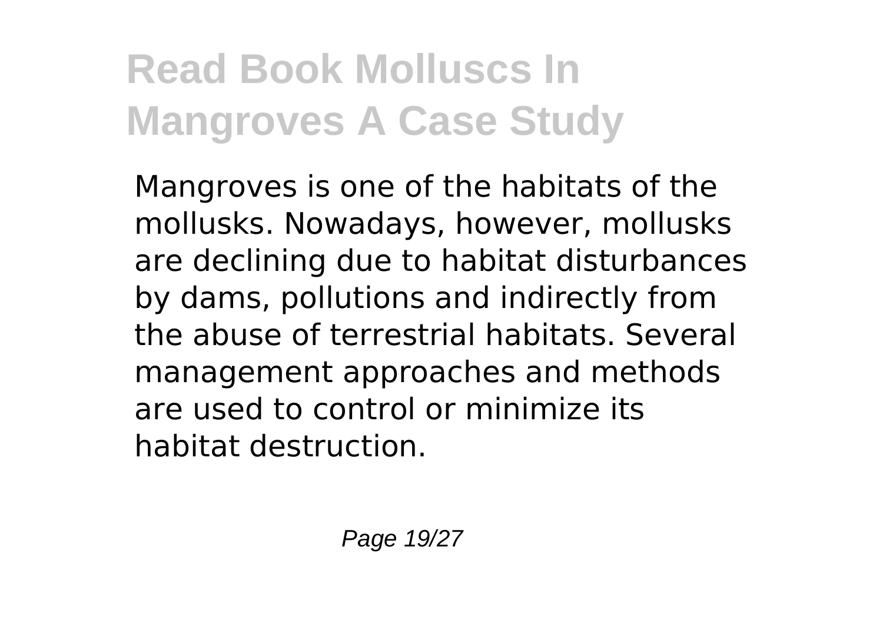Mangroves is one of the habitats of the mollusks. Nowadays, however, mollusks are declining due to habitat disturbances by dams, pollutions and indirectly from the abuse of terrestrial habitats. Several management approaches and methods are used to control or minimize its habitat destruction.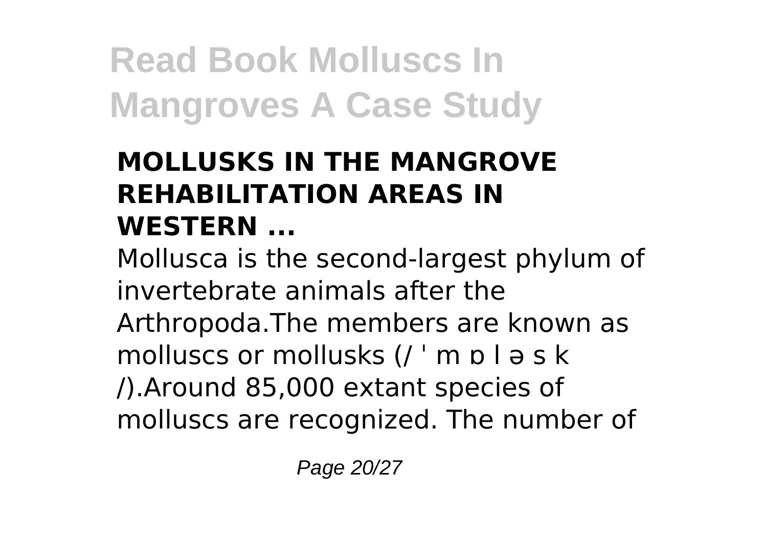### MOLLUSKS IN THE MANGROVE REHABILITATION AREAS IN WESTERN ...

Mollusca is the second-largest phylum of invertebrate animals after the Arthropoda.The members are known as molluscs or mollusks (/ ˈ m ɒ l ə s k /).Around 85,000 extant species of molluscs are recognized. The number of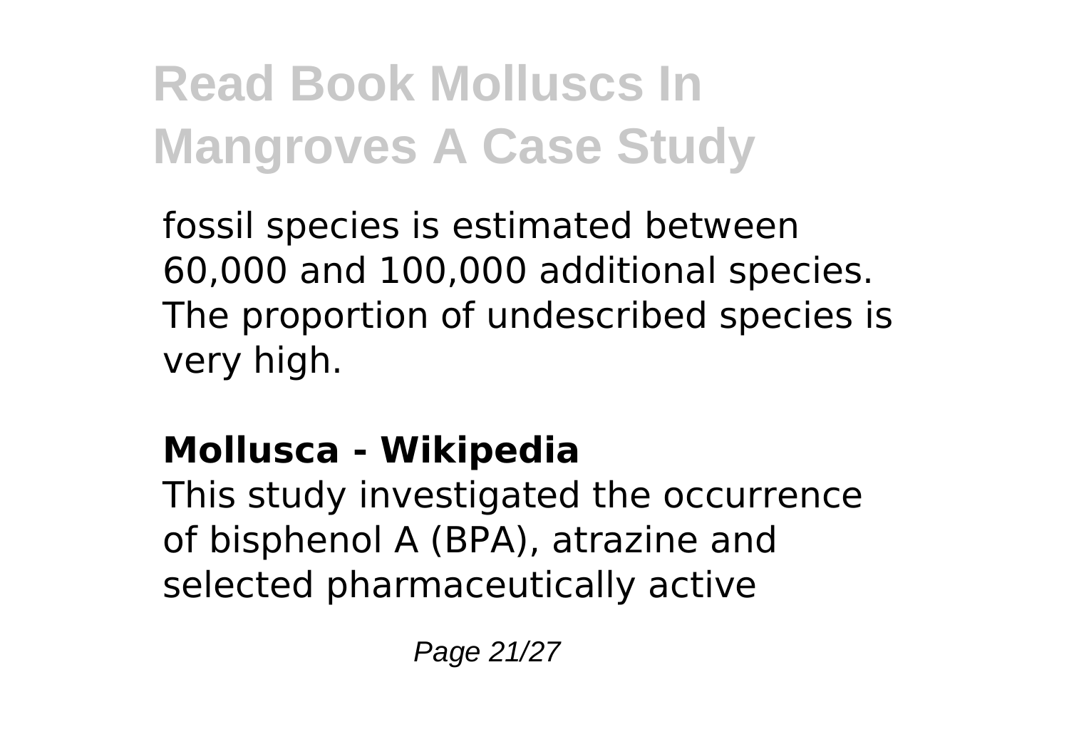fossil species is estimated between 60,000 and 100,000 additional species. The proportion of undescribed species is very high.

### Mollusca - Wikipedia

This study investigated the occurrence of bisphenol A (BPA), atrazine and selected pharmaceutically active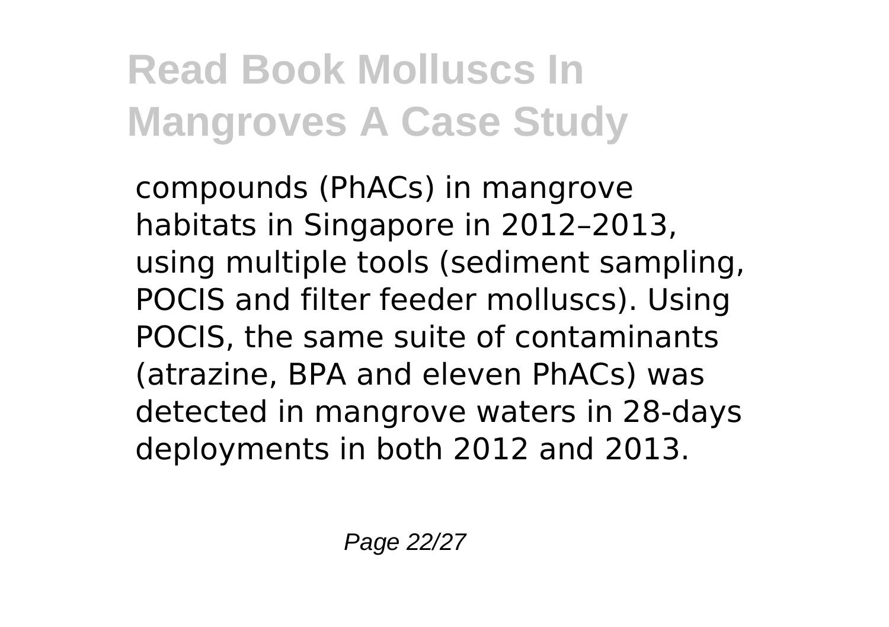compounds (PhACs) in mangrove habitats in Singapore in 2012–2013, using multiple tools (sediment sampling, POCIS and filter feeder molluscs). Using POCIS, the same suite of contaminants (atrazine, BPA and eleven PhACs) was detected in mangrove waters in 28-days deployments in both 2012 and 2013.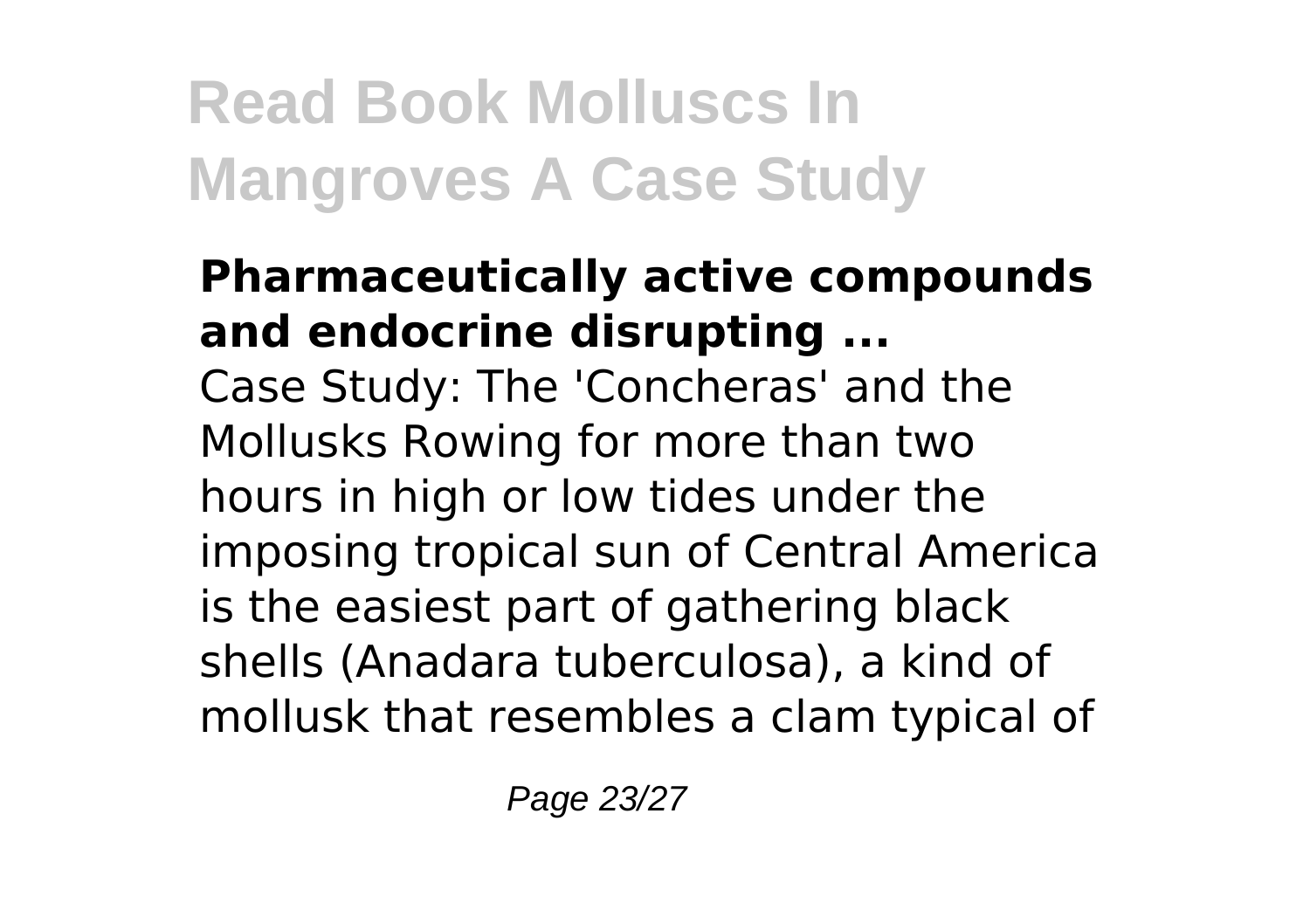**Pharmaceutically active compounds and endocrine disrupting ...**

Case Study: The 'Concheras' and the Mollusks Rowing for more than two hours in high or low tides under the imposing tropical sun of Central America is the easiest part of gathering black shells (Anadara tuberculosa), a kind of mollusk that resembles a clam typical of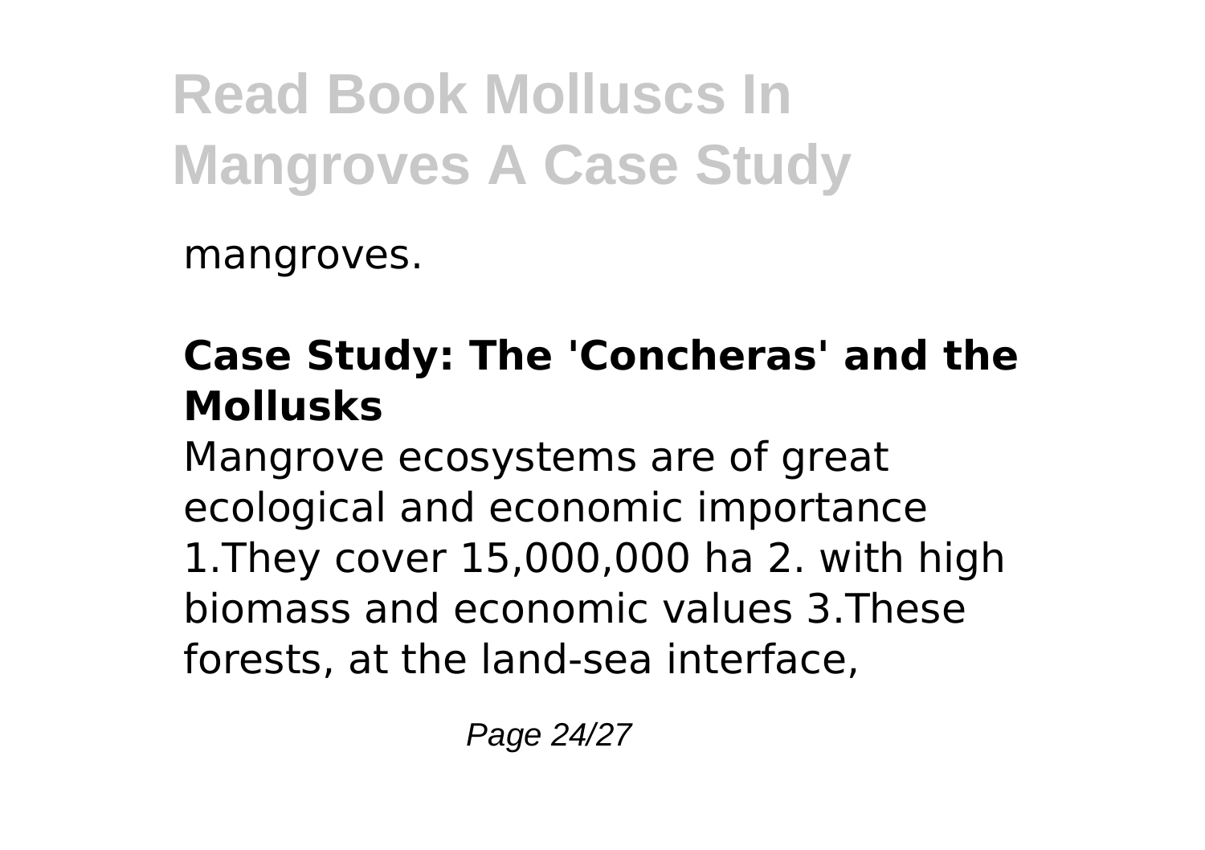mangroves.

### Case Study: The 'Concheras' and the Mollusks

Mangrove ecosystems are of great ecological and economic importance 1.They cover 15,000,000 ha 2. with high biomass and economic values 3.These forests, at the land-sea interface,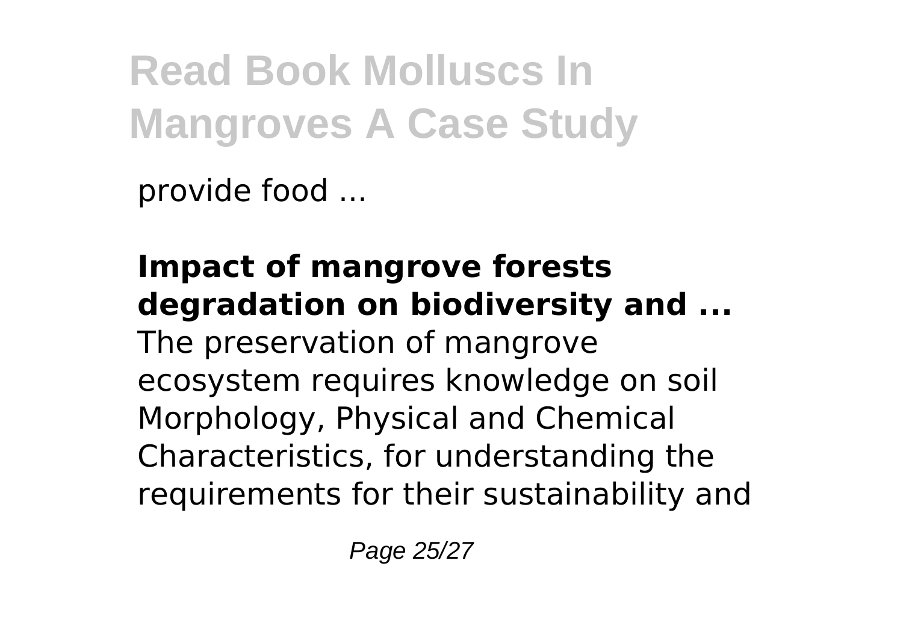provide food ...

**Impact of mangrove forests degradation on biodiversity and ...**
The preservation of mangrove ecosystem requires knowledge on soil Morphology, Physical and Chemical Characteristics, for understanding the requirements for their sustainability and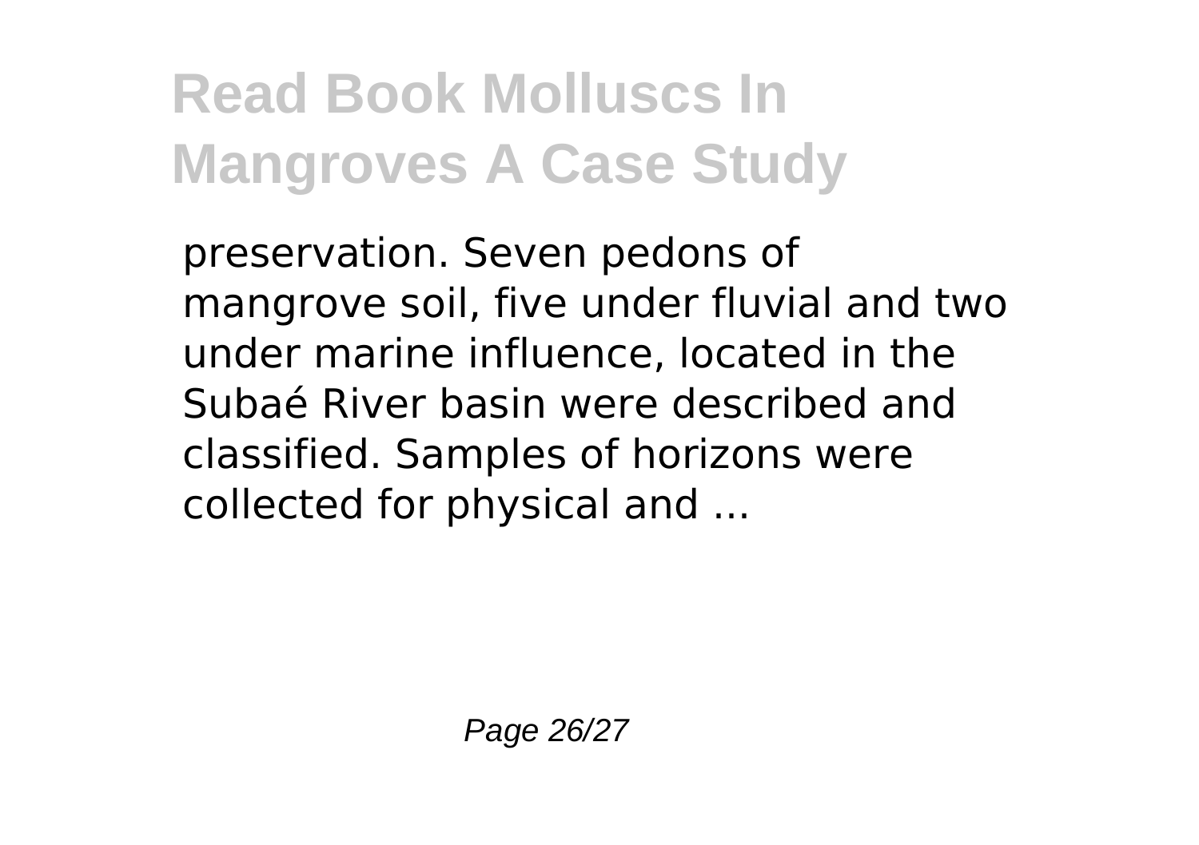preservation. Seven pedons of mangrove soil, five under fluvial and two under marine influence, located in the Subaé River basin were described and classified. Samples of horizons were collected for physical and ...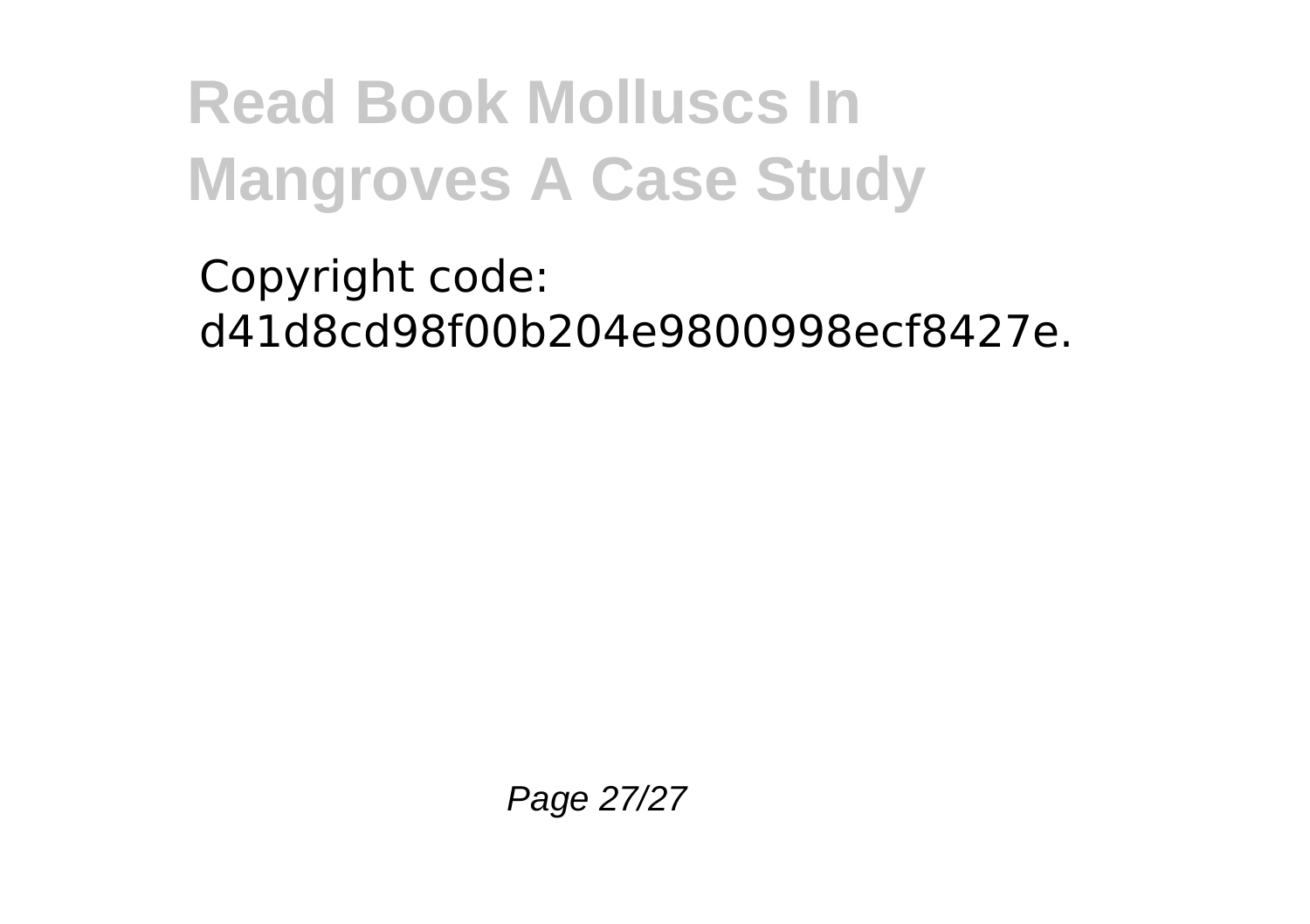Copyright code: d41d8cd98f00b204e9800998ecf8427e.